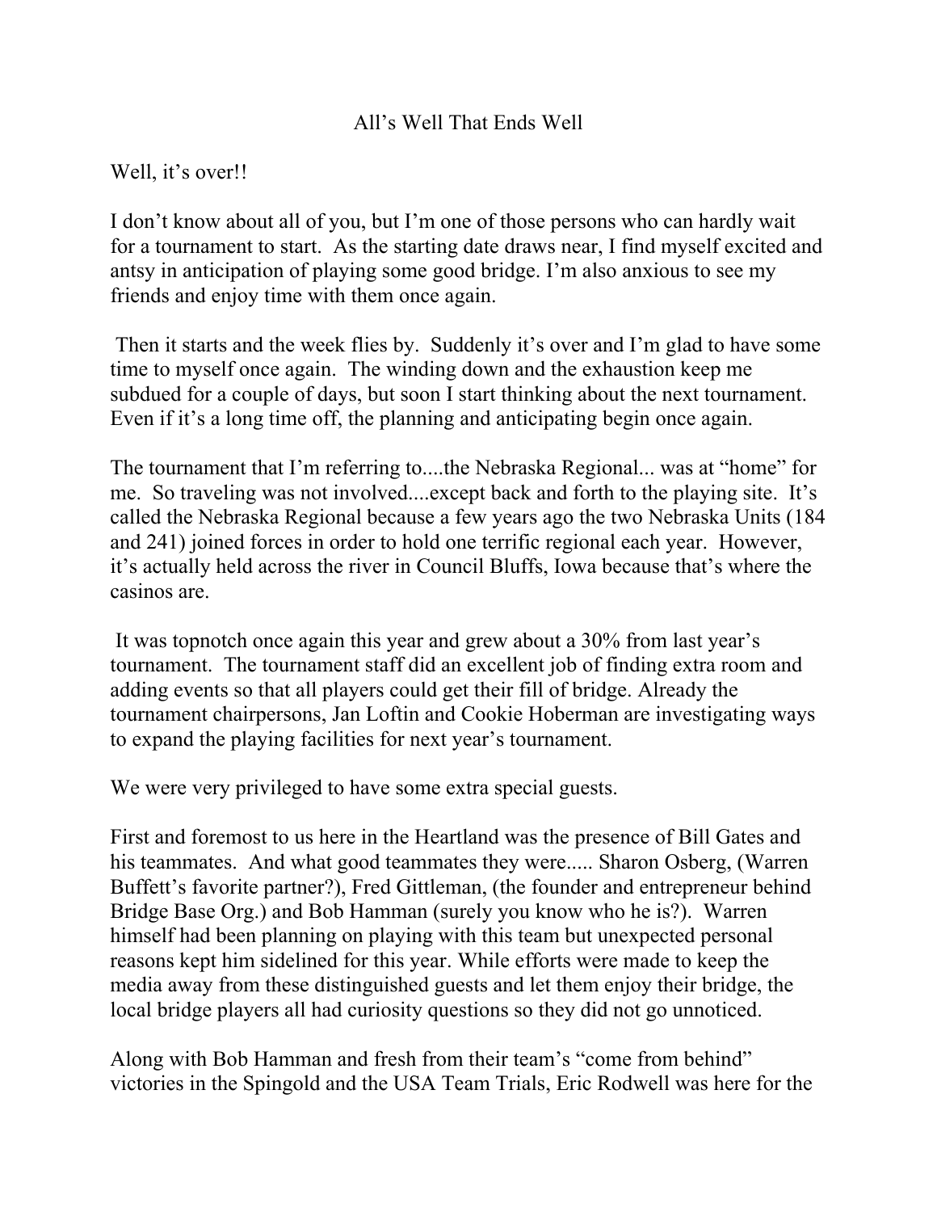# All's Well That Ends Well

Well, it's over!!

I don't know about all of you, but I'm one of those persons who can hardly wait for a tournament to start. As the starting date draws near, I find myself excited and antsy in anticipation of playing some good bridge. I'm also anxious to see my friends and enjoy time with them once again.

Then it starts and the week flies by. Suddenly it's over and I'm glad to have some time to myself once again. The winding down and the exhaustion keep me subdued for a couple of days, but soon I start thinking about the next tournament. Even if it's a long time off, the planning and anticipating begin once again.

The tournament that I'm referring to....the Nebraska Regional... was at "home" for me. So traveling was not involved....except back and forth to the playing site. It's called the Nebraska Regional because a few years ago the two Nebraska Units (184 and 241) joined forces in order to hold one terrific regional each year. However, it's actually held across the river in Council Bluffs, Iowa because that's where the casinos are.

It was topnotch once again this year and grew about a 30% from last year's tournament. The tournament staff did an excellent job of finding extra room and adding events so that all players could get their fill of bridge. Already the tournament chairpersons, Jan Loftin and Cookie Hoberman are investigating ways to expand the playing facilities for next year's tournament.

We were very privileged to have some extra special guests.

First and foremost to us here in the Heartland was the presence of Bill Gates and his teammates. And what good teammates they were..... Sharon Osberg, (Warren Buffett's favorite partner?), Fred Gittleman, (the founder and entrepreneur behind Bridge Base Org.) and Bob Hamman (surely you know who he is?). Warren himself had been planning on playing with this team but unexpected personal reasons kept him sidelined for this year. While efforts were made to keep the media away from these distinguished guests and let them enjoy their bridge, the local bridge players all had curiosity questions so they did not go unnoticed.

Along with Bob Hamman and fresh from their team's "come from behind" victories in the Spingold and the USA Team Trials, Eric Rodwell was here for the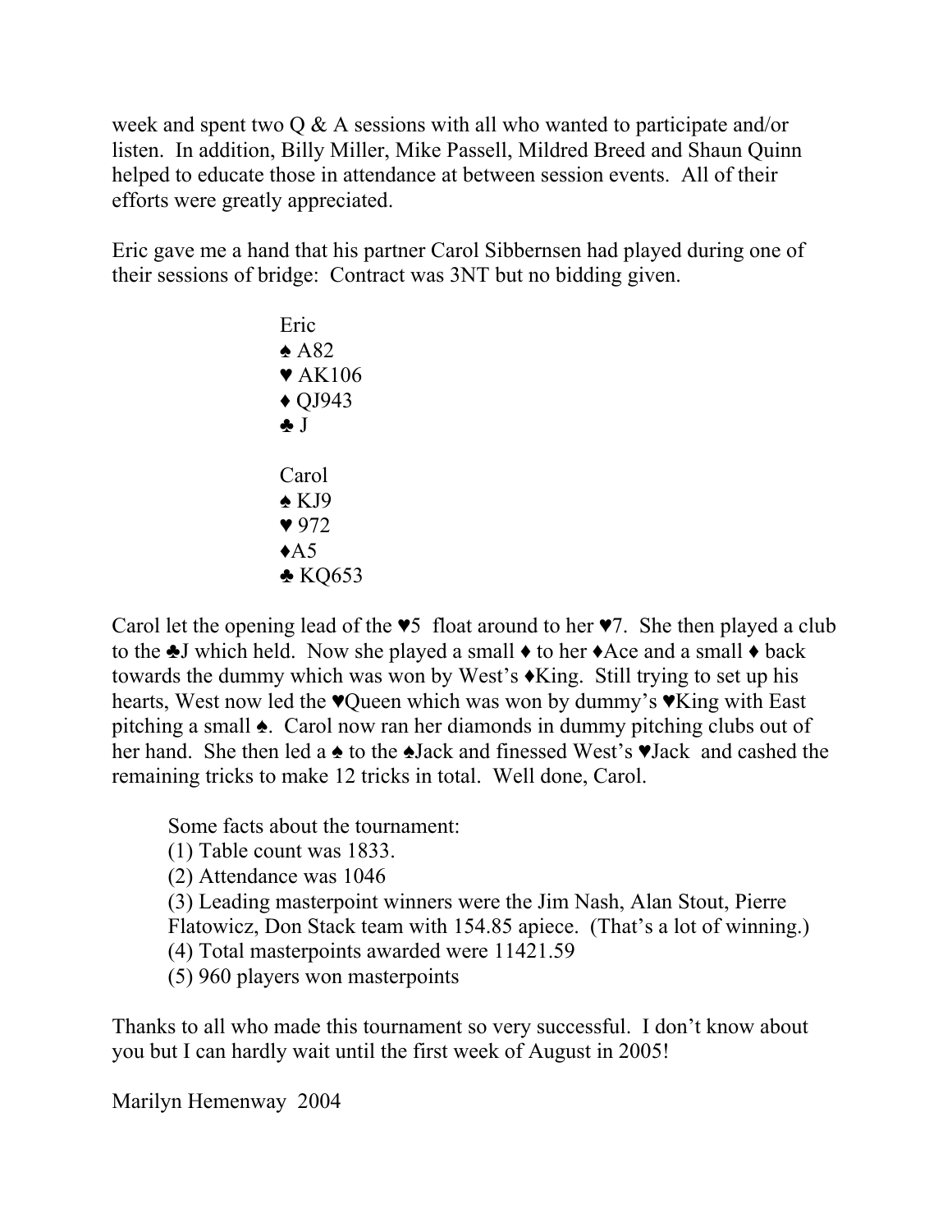week and spent two Q & A sessions with all who wanted to participate and/or listen. In addition, Billy Miller, Mike Passell, Mildred Breed and Shaun Quinn helped to educate those in attendance at between session events. All of their efforts were greatly appreciated.

Eric gave me a hand that his partner Carol Sibbernsen had played during one of their sessions of bridge: Contract was 3NT but no bidding given.

Eric
♠ A82
♥ AK106
♦ QJ943
♣ J

Carol
♠ KJ9
♥ 972
♦A5
♣ KQ653

Carol let the opening lead of the ♥5 float around to her ♥7. She then played a club to the ♣J which held. Now she played a small ♦ to her ♦Ace and a small ♦ back towards the dummy which was won by West's ♦King. Still trying to set up his hearts, West now led the ♥Queen which was won by dummy's ♥King with East pitching a small ♠. Carol now ran her diamonds in dummy pitching clubs out of her hand. She then led a ♠ to the ♠Jack and finessed West's ♥Jack and cashed the remaining tricks to make 12 tricks in total. Well done, Carol.

Some facts about the tournament:
(1) Table count was 1833.
(2) Attendance was 1046
(3) Leading masterpoint winners were the Jim Nash, Alan Stout, Pierre Flatowicz, Don Stack team with 154.85 apiece. (That's a lot of winning.)
(4) Total masterpoints awarded were 11421.59
(5) 960 players won masterpoints

Thanks to all who made this tournament so very successful. I don't know about you but I can hardly wait until the first week of August in 2005!

Marilyn Hemenway 2004